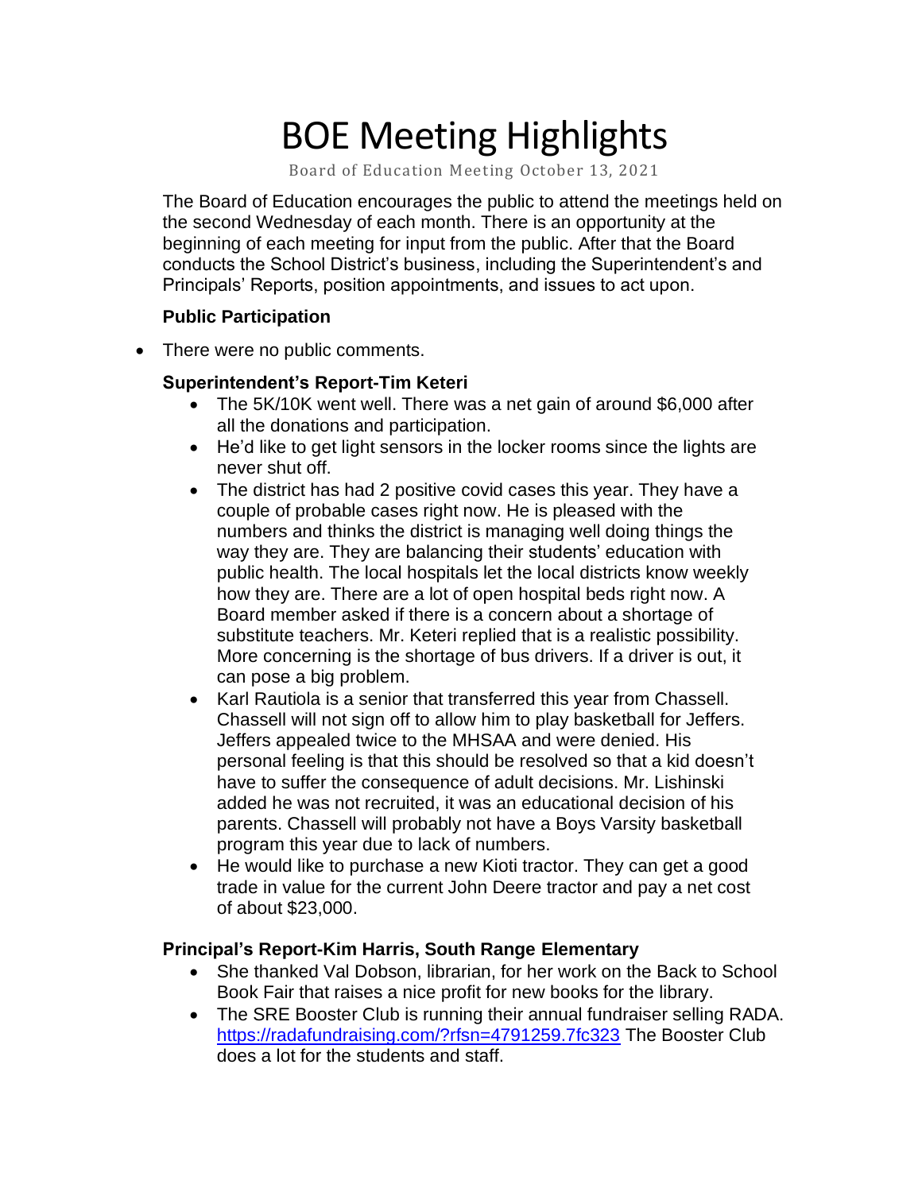# BOE Meeting Highlights

Board of Education Meeting October 13, 2021

The Board of Education encourages the public to attend the meetings held on the second Wednesday of each month. There is an opportunity at the beginning of each meeting for input from the public. After that the Board conducts the School District's business, including the Superintendent's and Principals' Reports, position appointments, and issues to act upon.

**Public Participation**

- There were no public comments.

**Superintendent's Report-Tim Keteri**

- The 5K/10K went well. There was a net gain of around $6,000 after all the donations and participation.
- He'd like to get light sensors in the locker rooms since the lights are never shut off.
- The district has had 2 positive covid cases this year. They have a couple of probable cases right now. He is pleased with the numbers and thinks the district is managing well doing things the way they are. They are balancing their students' education with public health. The local hospitals let the local districts know weekly how they are. There are a lot of open hospital beds right now. A Board member asked if there is a concern about a shortage of substitute teachers. Mr. Keteri replied that is a realistic possibility. More concerning is the shortage of bus drivers. If a driver is out, it can pose a big problem.
- Karl Rautiola is a senior that transferred this year from Chassell. Chassell will not sign off to allow him to play basketball for Jeffers. Jeffers appealed twice to the MHSAA and were denied. His personal feeling is that this should be resolved so that a kid doesn't have to suffer the consequence of adult decisions. Mr. Lishinski added he was not recruited, it was an educational decision of his parents. Chassell will probably not have a Boys Varsity basketball program this year due to lack of numbers.
- He would like to purchase a new Kioti tractor. They can get a good trade in value for the current John Deere tractor and pay a net cost of about $23,000.

**Principal's Report-Kim Harris, South Range Elementary**

- She thanked Val Dobson, librarian, for her work on the Back to School Book Fair that raises a nice profit for new books for the library.
- The SRE Booster Club is running their annual fundraiser selling RADA. https://radafundraising.com/?rfsn=4791259.7fc323 The Booster Club does a lot for the students and staff.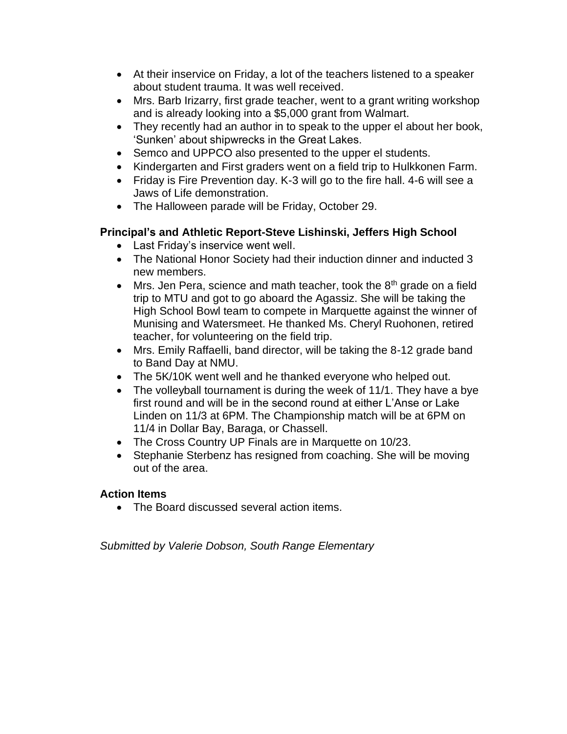- At their inservice on Friday, a lot of the teachers listened to a speaker about student trauma. It was well received.
- Mrs. Barb Irizarry, first grade teacher, went to a grant writing workshop and is already looking into a $5,000 grant from Walmart.
- They recently had an author in to speak to the upper el about her book, 'Sunken' about shipwrecks in the Great Lakes.
- Semco and UPPCO also presented to the upper el students.
- Kindergarten and First graders went on a field trip to Hulkkonen Farm.
- Friday is Fire Prevention day. K-3 will go to the fire hall. 4-6 will see a Jaws of Life demonstration.
- The Halloween parade will be Friday, October 29.

**Principal's and Athletic Report-Steve Lishinski, Jeffers High School**

- Last Friday's inservice went well.
- The National Honor Society had their induction dinner and inducted 3 new members.
- Mrs. Jen Pera, science and math teacher, took the 8th grade on a field trip to MTU and got to go aboard the Agassiz. She will be taking the High School Bowl team to compete in Marquette against the winner of Munising and Watersmeet. He thanked Ms. Cheryl Ruohonen, retired teacher, for volunteering on the field trip.
- Mrs. Emily Raffaelli, band director, will be taking the 8-12 grade band to Band Day at NMU.
- The 5K/10K went well and he thanked everyone who helped out.
- The volleyball tournament is during the week of 11/1. They have a bye first round and will be in the second round at either L'Anse or Lake Linden on 11/3 at 6PM. The Championship match will be at 6PM on 11/4 in Dollar Bay, Baraga, or Chassell.
- The Cross Country UP Finals are in Marquette on 10/23.
- Stephanie Sterbenz has resigned from coaching. She will be moving out of the area.

**Action Items**

- The Board discussed several action items.

*Submitted by Valerie Dobson, South Range Elementary*